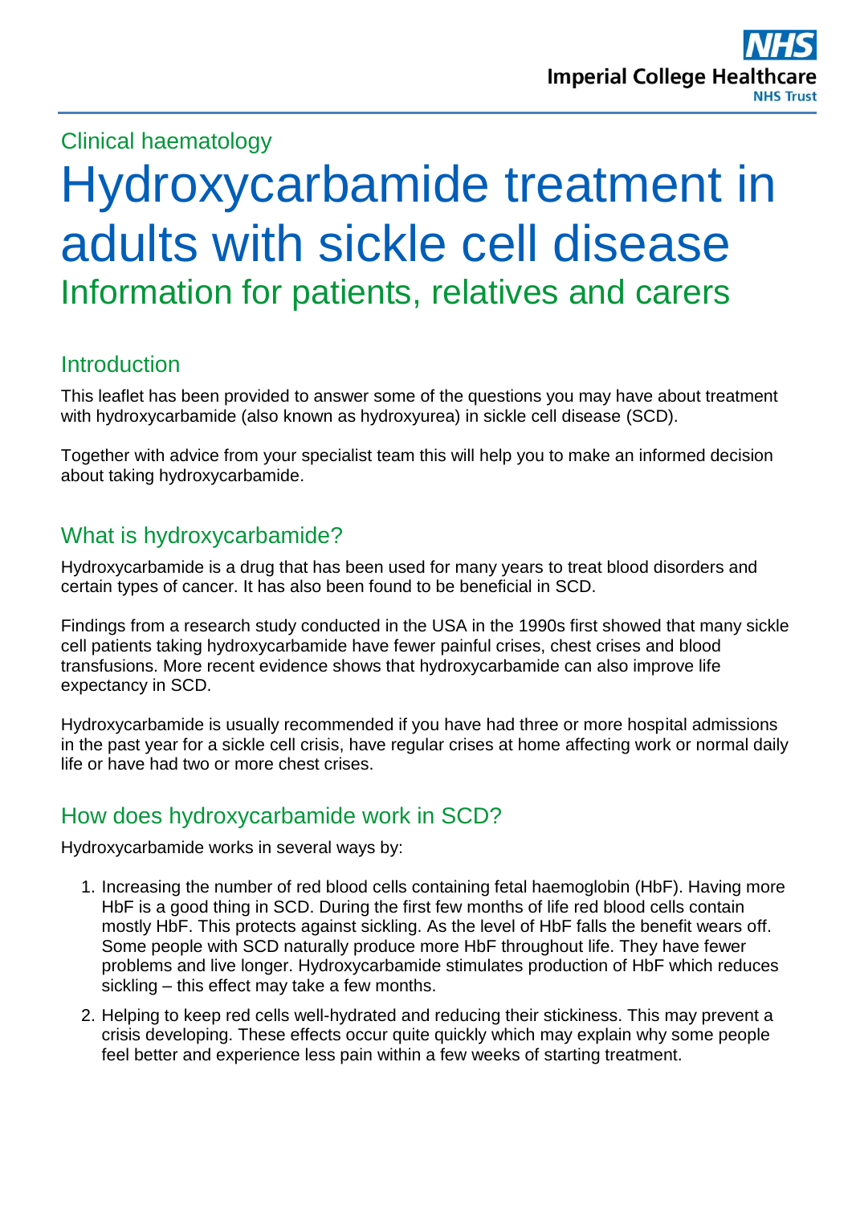Clinical haematology

# Hydroxycarbamide treatment in adults with sickle cell disease

## Information for patients, relatives and carers

## Introduction

This leaflet has been provided to answer some of the questions you may have about treatment with hydroxycarbamide (also known as hydroxyurea) in sickle cell disease (SCD).

Together with advice from your specialist team this will help you to make an informed decision about taking hydroxycarbamide.

## What is hydroxycarbamide?

Hydroxycarbamide is a drug that has been used for many years to treat blood disorders and certain types of cancer. It has also been found to be beneficial in SCD.

Findings from a research study conducted in the USA in the 1990s first showed that many sickle cell patients taking hydroxycarbamide have fewer painful crises, chest crises and blood transfusions. More recent evidence shows that hydroxycarbamide can also improve life expectancy in SCD.

Hydroxycarbamide is usually recommended if you have had three or more hospital admissions in the past year for a sickle cell crisis, have regular crises at home affecting work or normal daily life or have had two or more chest crises.

## How does hydroxycarbamide work in SCD?

Hydroxycarbamide works in several ways by:

1. Increasing the number of red blood cells containing fetal haemoglobin (HbF). Having more HbF is a good thing in SCD. During the first few months of life red blood cells contain mostly HbF. This protects against sickling. As the level of HbF falls the benefit wears off. Some people with SCD naturally produce more HbF throughout life. They have fewer problems and live longer. Hydroxycarbamide stimulates production of HbF which reduces sickling – this effect may take a few months.
2. Helping to keep red cells well-hydrated and reducing their stickiness. This may prevent a crisis developing. These effects occur quite quickly which may explain why some people feel better and experience less pain within a few weeks of starting treatment.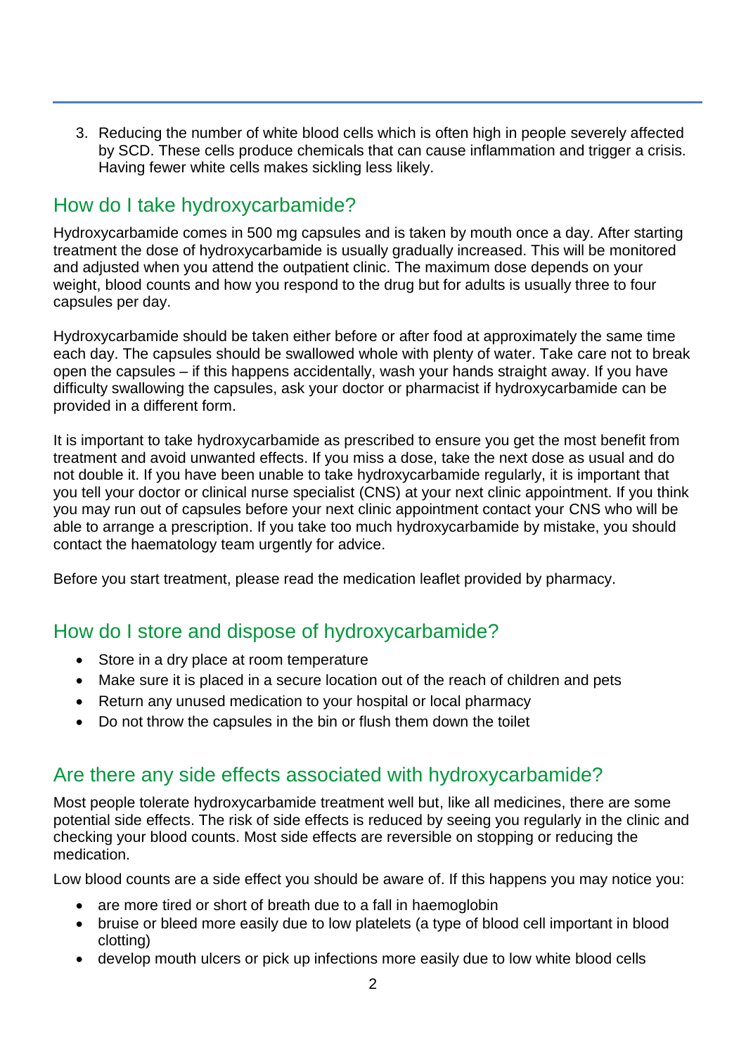3. Reducing the number of white blood cells which is often high in people severely affected by SCD. These cells produce chemicals that can cause inflammation and trigger a crisis. Having fewer white cells makes sickling less likely.

## How do I take hydroxycarbamide?

Hydroxycarbamide comes in 500 mg capsules and is taken by mouth once a day. After starting treatment the dose of hydroxycarbamide is usually gradually increased. This will be monitored and adjusted when you attend the outpatient clinic. The maximum dose depends on your weight, blood counts and how you respond to the drug but for adults is usually three to four capsules per day.

Hydroxycarbamide should be taken either before or after food at approximately the same time each day. The capsules should be swallowed whole with plenty of water. Take care not to break open the capsules – if this happens accidentally, wash your hands straight away. If you have difficulty swallowing the capsules, ask your doctor or pharmacist if hydroxycarbamide can be provided in a different form.

It is important to take hydroxycarbamide as prescribed to ensure you get the most benefit from treatment and avoid unwanted effects. If you miss a dose, take the next dose as usual and do not double it. If you have been unable to take hydroxycarbamide regularly, it is important that you tell your doctor or clinical nurse specialist (CNS) at your next clinic appointment. If you think you may run out of capsules before your next clinic appointment contact your CNS who will be able to arrange a prescription. If you take too much hydroxycarbamide by mistake, you should contact the haematology team urgently for advice.

Before you start treatment, please read the medication leaflet provided by pharmacy.

## How do I store and dispose of hydroxycarbamide?

- Store in a dry place at room temperature
- Make sure it is placed in a secure location out of the reach of children and pets
- Return any unused medication to your hospital or local pharmacy
- Do not throw the capsules in the bin or flush them down the toilet

## Are there any side effects associated with hydroxycarbamide?

Most people tolerate hydroxycarbamide treatment well but, like all medicines, there are some potential side effects. The risk of side effects is reduced by seeing you regularly in the clinic and checking your blood counts. Most side effects are reversible on stopping or reducing the medication.

Low blood counts are a side effect you should be aware of. If this happens you may notice you:

- are more tired or short of breath due to a fall in haemoglobin
- bruise or bleed more easily due to low platelets (a type of blood cell important in blood clotting)
- develop mouth ulcers or pick up infections more easily due to low white blood cells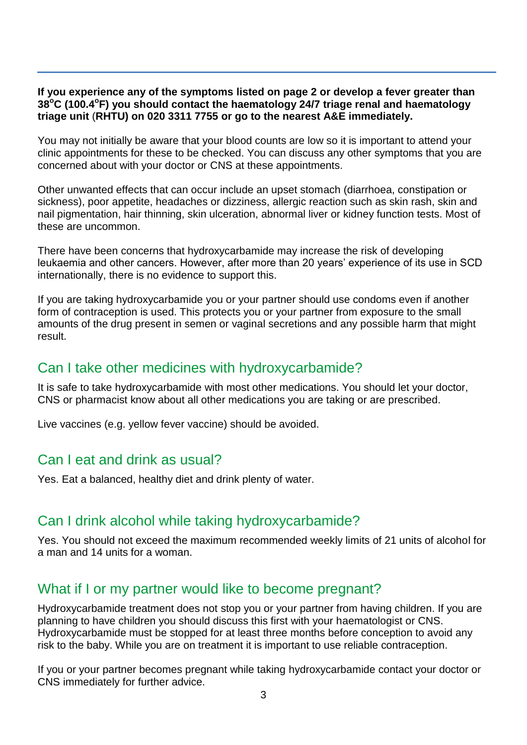**If you experience any of the symptoms listed on page 2 or develop a fever greater than 38°C (100.4°F) you should contact the haematology 24/7 triage renal and haematology triage unit (RHTU) on 020 3311 7755 or go to the nearest A&E immediately.**

You may not initially be aware that your blood counts are low so it is important to attend your clinic appointments for these to be checked. You can discuss any other symptoms that you are concerned about with your doctor or CNS at these appointments.

Other unwanted effects that can occur include an upset stomach (diarrhoea, constipation or sickness), poor appetite, headaches or dizziness, allergic reaction such as skin rash, skin and nail pigmentation, hair thinning, skin ulceration, abnormal liver or kidney function tests. Most of these are uncommon.

There have been concerns that hydroxycarbamide may increase the risk of developing leukaemia and other cancers. However, after more than 20 years' experience of its use in SCD internationally, there is no evidence to support this.

If you are taking hydroxycarbamide you or your partner should use condoms even if another form of contraception is used. This protects you or your partner from exposure to the small amounts of the drug present in semen or vaginal secretions and any possible harm that might result.

## Can I take other medicines with hydroxycarbamide?

It is safe to take hydroxycarbamide with most other medications. You should let your doctor, CNS or pharmacist know about all other medications you are taking or are prescribed.

Live vaccines (e.g. yellow fever vaccine) should be avoided.

## Can I eat and drink as usual?

Yes. Eat a balanced, healthy diet and drink plenty of water.

## Can I drink alcohol while taking hydroxycarbamide?

Yes. You should not exceed the maximum recommended weekly limits of 21 units of alcohol for a man and 14 units for a woman.

## What if I or my partner would like to become pregnant?

Hydroxycarbamide treatment does not stop you or your partner from having children. If you are planning to have children you should discuss this first with your haematologist or CNS. Hydroxycarbamide must be stopped for at least three months before conception to avoid any risk to the baby. While you are on treatment it is important to use reliable contraception.

If you or your partner becomes pregnant while taking hydroxycarbamide contact your doctor or CNS immediately for further advice.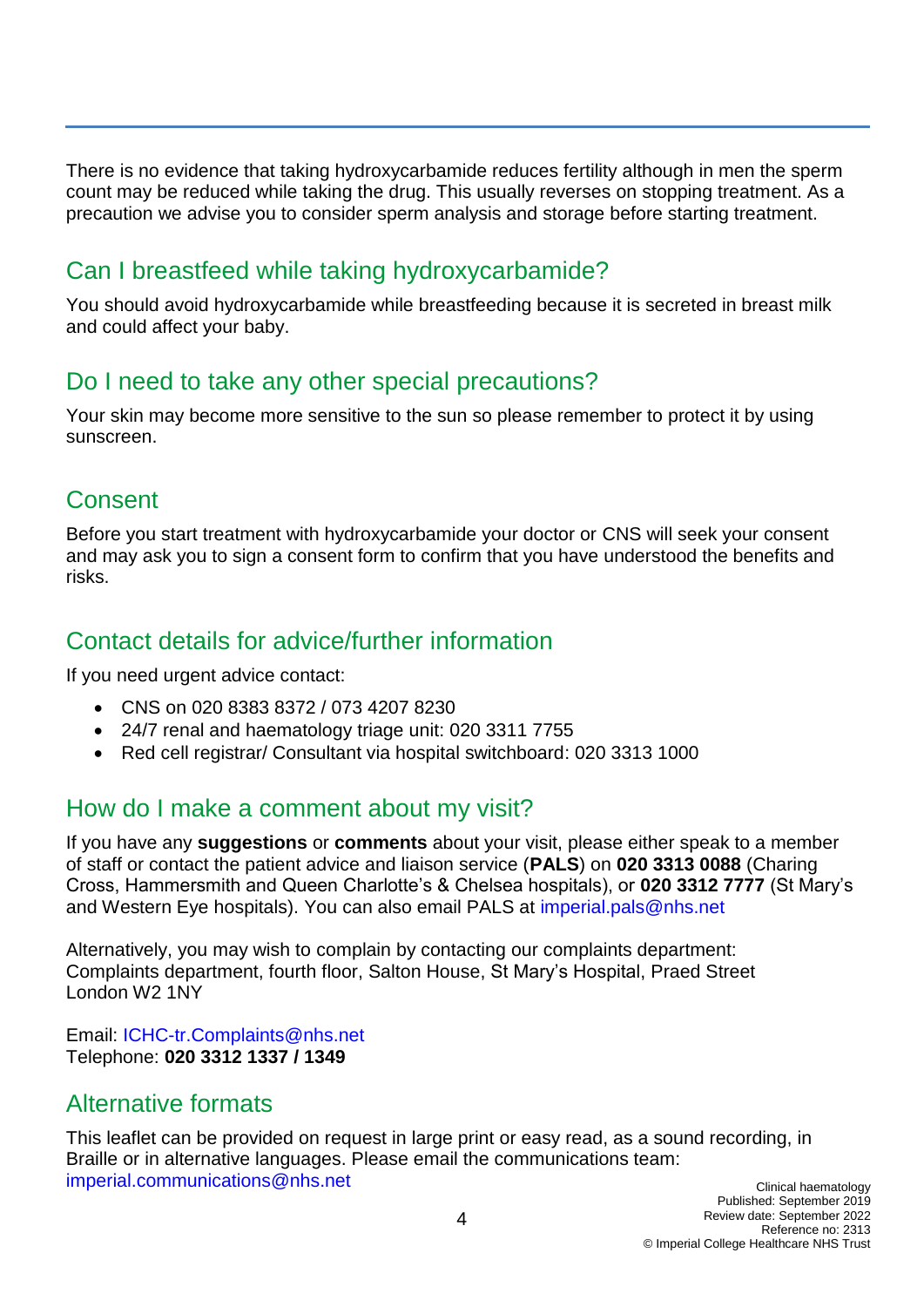There is no evidence that taking hydroxycarbamide reduces fertility although in men the sperm count may be reduced while taking the drug. This usually reverses on stopping treatment. As a precaution we advise you to consider sperm analysis and storage before starting treatment.

## Can I breastfeed while taking hydroxycarbamide?

You should avoid hydroxycarbamide while breastfeeding because it is secreted in breast milk and could affect your baby.

## Do I need to take any other special precautions?

Your skin may become more sensitive to the sun so please remember to protect it by using sunscreen.

## Consent

Before you start treatment with hydroxycarbamide your doctor or CNS will seek your consent and may ask you to sign a consent form to confirm that you have understood the benefits and risks.

## Contact details for advice/further information

If you need urgent advice contact:

- CNS on 020 8383 8372 / 073 4207 8230
- 24/7 renal and haematology triage unit: 020 3311 7755
- Red cell registrar/ Consultant via hospital switchboard: 020 3313 1000

## How do I make a comment about my visit?

If you have any **suggestions** or **comments** about your visit, please either speak to a member of staff or contact the patient advice and liaison service (**PALS**) on **020 3313 0088** (Charing Cross, Hammersmith and Queen Charlotte's & Chelsea hospitals), or **020 3312 7777** (St Mary's and Western Eye hospitals). You can also email PALS at imperial.pals@nhs.net

Alternatively, you may wish to complain by contacting our complaints department:
Complaints department, fourth floor, Salton House, St Mary's Hospital, Praed Street
London W2 1NY

Email: ICHC-tr.Complaints@nhs.net
Telephone: **020 3312 1337 / 1349**

## Alternative formats

This leaflet can be provided on request in large print or easy read, as a sound recording, in Braille or in alternative languages. Please email the communications team: imperial.communications@nhs.net

Clinical haematology
Published: September 2019
Review date: September 2022
Reference no: 2313
© Imperial College Healthcare NHS Trust